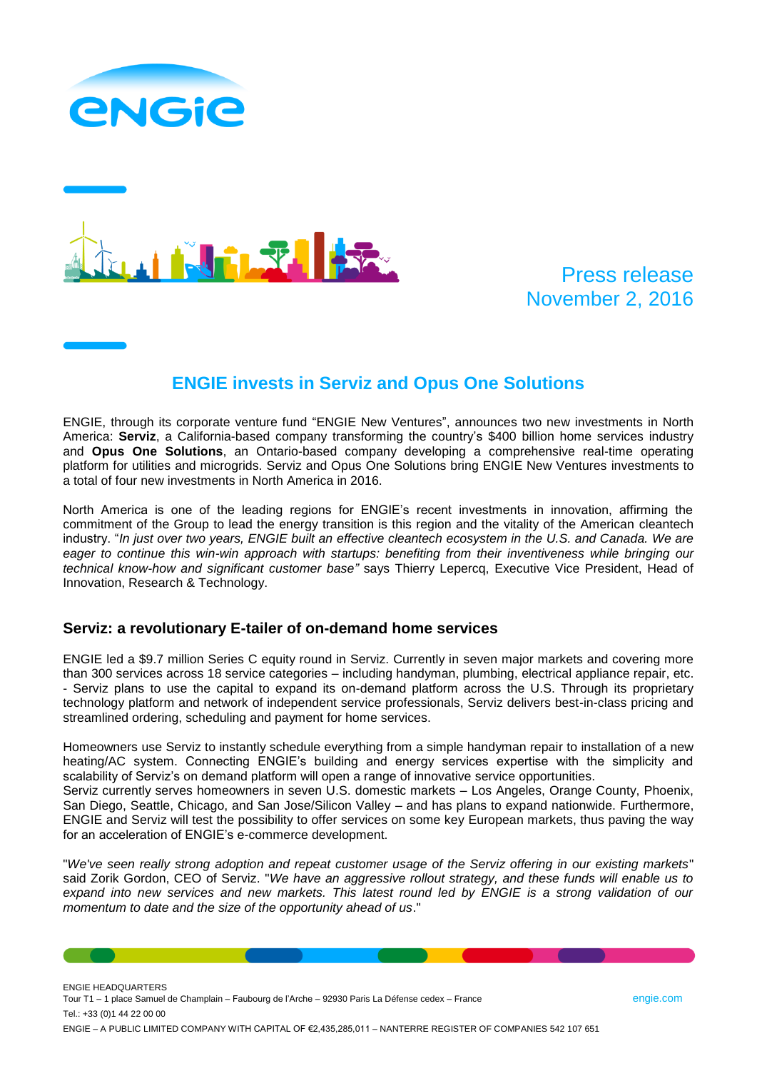Press release
November 2, 2016

# ENGIE invests in Serviz and Opus One Solutions

ENGIE, through its corporate venture fund "ENGIE New Ventures", announces two new investments in North America: **Serviz**, a California-based company transforming the country's $400 billion home services industry and **Opus One Solutions**, an Ontario-based company developing a comprehensive real-time operating platform for utilities and microgrids. Serviz and Opus One Solutions bring ENGIE New Ventures investments to a total of four new investments in North America in 2016.

North America is one of the leading regions for ENGIE's recent investments in innovation, affirming the commitment of the Group to lead the energy transition is this region and the vitality of the American cleantech industry. "*In just over two years, ENGIE built an effective cleantech ecosystem in the U.S. and Canada. We are eager to continue this win-win approach with startups: benefiting from their inventiveness while bringing our technical know-how and significant customer base"* says Thierry Lepercq, Executive Vice President, Head of Innovation, Research & Technology.

## Serviz: a revolutionary E-tailer of on-demand home services

ENGIE led a $9.7 million Series C equity round in Serviz. Currently in seven major markets and covering more than 300 services across 18 service categories – including handyman, plumbing, electrical appliance repair, etc. - Serviz plans to use the capital to expand its on-demand platform across the U.S. Through its proprietary technology platform and network of independent service professionals, Serviz delivers best-in-class pricing and streamlined ordering, scheduling and payment for home services.

Homeowners use Serviz to instantly schedule everything from a simple handyman repair to installation of a new heating/AC system. Connecting ENGIE's building and energy services expertise with the simplicity and scalability of Serviz's on demand platform will open a range of innovative service opportunities.
Serviz currently serves homeowners in seven U.S. domestic markets – Los Angeles, Orange County, Phoenix, San Diego, Seattle, Chicago, and San Jose/Silicon Valley – and has plans to expand nationwide. Furthermore, ENGIE and Serviz will test the possibility to offer services on some key European markets, thus paving the way for an acceleration of ENGIE's e-commerce development.

"*We've seen really strong adoption and repeat customer usage of the Serviz offering in our existing markets*" said Zorik Gordon, CEO of Serviz. "*We have an aggressive rollout strategy, and these funds will enable us to expand into new services and new markets. This latest round led by ENGIE is a strong validation of our momentum to date and the size of the opportunity ahead of us*."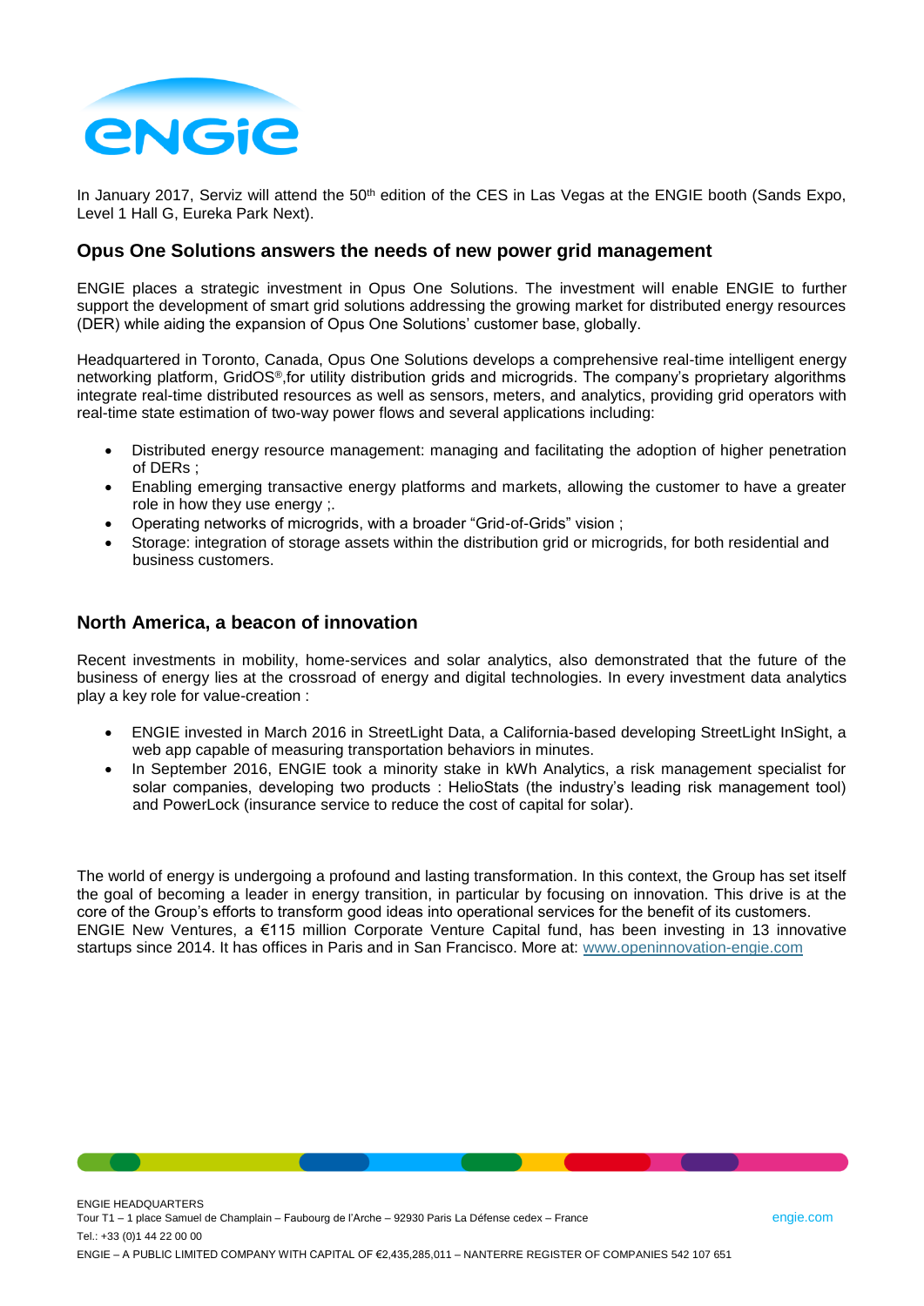In January 2017, Serviz will attend the 50th edition of the CES in Las Vegas at the ENGIE booth (Sands Expo, Level 1 Hall G, Eureka Park Next).

## Opus One Solutions answers the needs of new power grid management

ENGIE places a strategic investment in Opus One Solutions. The investment will enable ENGIE to further support the development of smart grid solutions addressing the growing market for distributed energy resources (DER) while aiding the expansion of Opus One Solutions' customer base, globally.

Headquartered in Toronto, Canada, Opus One Solutions develops a comprehensive real-time intelligent energy networking platform, GridOS®,for utility distribution grids and microgrids. The company's proprietary algorithms integrate real-time distributed resources as well as sensors, meters, and analytics, providing grid operators with real-time state estimation of two-way power flows and several applications including:

- Distributed energy resource management: managing and facilitating the adoption of higher penetration of DERs ;
- Enabling emerging transactive energy platforms and markets, allowing the customer to have a greater role in how they use energy ;.
- Operating networks of microgrids, with a broader "Grid-of-Grids" vision ;
- Storage: integration of storage assets within the distribution grid or microgrids, for both residential and business customers.

## North America, a beacon of innovation

Recent investments in mobility, home-services and solar analytics, also demonstrated that the future of the business of energy lies at the crossroad of energy and digital technologies. In every investment data analytics play a key role for value-creation :

- ENGIE invested in March 2016 in StreetLight Data, a California-based developing StreetLight InSight, a web app capable of measuring transportation behaviors in minutes.
- In September 2016, ENGIE took a minority stake in kWh Analytics, a risk management specialist for solar companies, developing two products : HelioStats (the industry's leading risk management tool) and PowerLock (insurance service to reduce the cost of capital for solar).

The world of energy is undergoing a profound and lasting transformation. In this context, the Group has set itself the goal of becoming a leader in energy transition, in particular by focusing on innovation. This drive is at the core of the Group's efforts to transform good ideas into operational services for the benefit of its customers.
ENGIE New Ventures, a €115 million Corporate Venture Capital fund, has been investing in 13 innovative startups since 2014. It has offices in Paris and in San Francisco. More at: [www.openinnovation-engie.com](http://www.openinnovation-engie.com)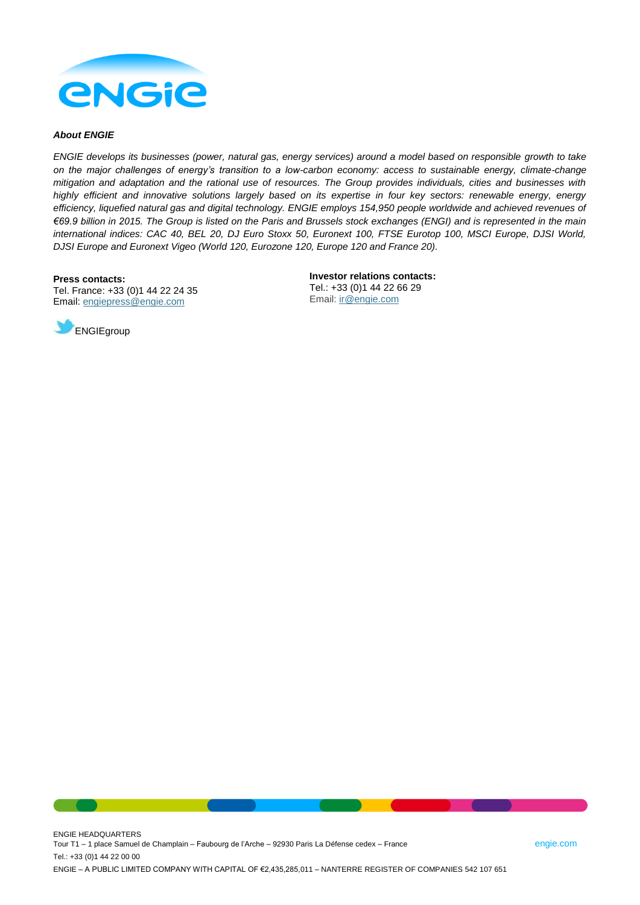***About ENGIE***

*ENGIE develops its businesses (power, natural gas, energy services) around a model based on responsible growth to take on the major challenges of energy's transition to a low-carbon economy: access to sustainable energy, climate-change mitigation and adaptation and the rational use of resources. The Group provides individuals, cities and businesses with highly efficient and innovative solutions largely based on its expertise in four key sectors: renewable energy, energy efficiency, liquefied natural gas and digital technology. ENGIE employs 154,950 people worldwide and achieved revenues of €69.9 billion in 2015. The Group is listed on the Paris and Brussels stock exchanges (ENGI) and is represented in the main international indices: CAC 40, BEL 20, DJ Euro Stoxx 50, Euronext 100, FTSE Eurotop 100, MSCI Europe, DJSI World, DJSI Europe and Euronext Vigeo (World 120, Eurozone 120, Europe 120 and France 20).*

**Press contacts:**
Tel. France: +33 (0)1 44 22 24 35
Email: engiepress@engie.com

ENGIEgroup

**Investor relations contacts:**
Tel.: +33 (0)1 44 22 66 29
Email: ir@engie.com

ENGIE HEADQUARTERS
Tour T1 – 1 place Samuel de Champlain – Faubourg de l'Arche – 92930 Paris La Défense cedex – France
Tel.: +33 (0)1 44 22 00 00
ENGIE – A PUBLIC LIMITED COMPANY WITH CAPITAL OF €2,435,285,011 – NANTERRE REGISTER OF COMPANIES 542 107 651

engie.com